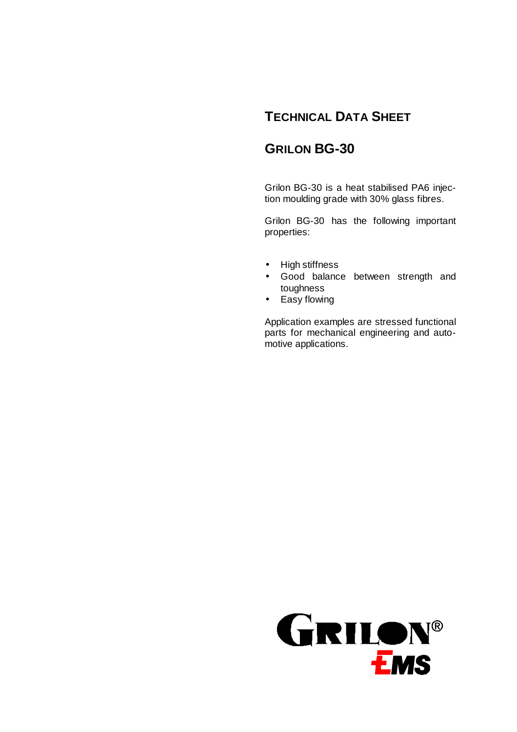# TECHNICAL DATA SHEET

## GRILON BG-30

Grilon BG-30 is a heat stabilised PA6 injection moulding grade with 30% glass fibres.

Grilon BG-30 has the following important properties:

- High stiffness
- Good balance between strength and toughness
- Easy flowing

Application examples are stressed functional parts for mechanical engineering and automotive applications.

GRILON®
EMS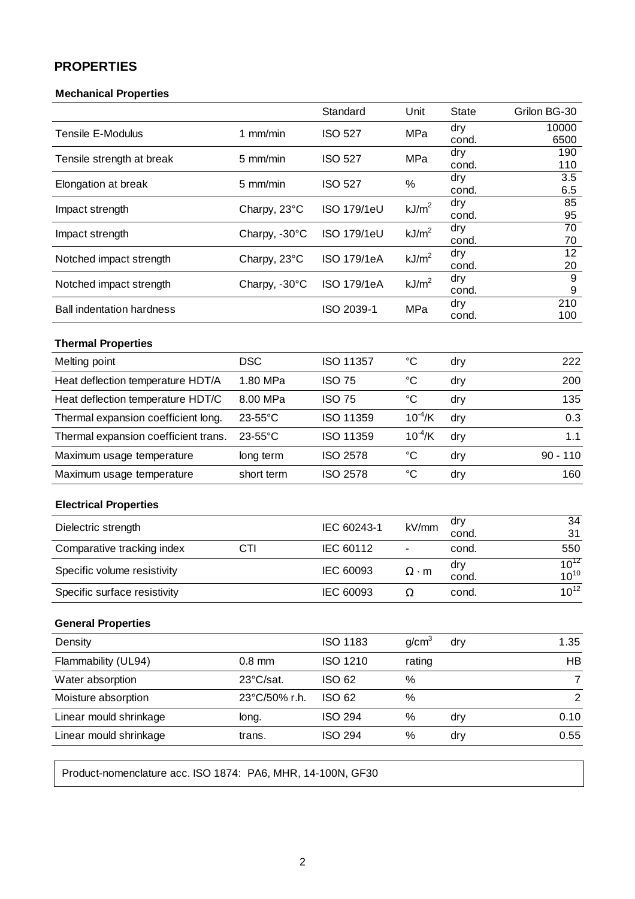## PROPERTIES

### Mechanical Properties

| | | Standard | Unit | State | Grilon BG-30 |
|---|---|---|---|---|---|
| Tensile E-Modulus | 1 mm/min | ISO 527 | MPa | dry<br>cond. | 10000<br>6500 |
| Tensile strength at break | 5 mm/min | ISO 527 | MPa | dry<br>cond. | 190<br>110 |
| Elongation at break | 5 mm/min | ISO 527 | % | dry<br>cond. | 3.5<br>6.5 |
| Impact strength | Charpy, 23°C | ISO 179/1eU | $kJ/m^2$ | dry<br>cond. | 85<br>95 |
| Impact strength | Charpy, -30°C | ISO 179/1eU | $kJ/m^2$ | dry<br>cond. | 70<br>70 |
| Notched impact strength | Charpy, 23°C | ISO 179/1eA | $kJ/m^2$ | dry<br>cond. | 12<br>20 |
| Notched impact strength | Charpy, -30°C | ISO 179/1eA | $kJ/m^2$ | dry<br>cond. | 9<br>9 |
| Ball indentation hardness | | ISO 2039-1 | MPa | dry<br>cond. | 210<br>100 |

### Thermal Properties

| | | | | | |
|---|---|---|---|---|---|
| Melting point | DSC | ISO 11357 | °C | dry | 222 |
| Heat deflection temperature HDT/A | 1.80 MPa | ISO 75 | °C | dry | 200 |
| Heat deflection temperature HDT/C | 8.00 MPa | ISO 75 | °C | dry | 135 |
| Thermal expansion coefficient long. | 23-55°C | ISO 11359 | $10^{-4}/K$ | dry | 0.3 |
| Thermal expansion coefficient trans. | 23-55°C | ISO 11359 | $10^{-4}/K$ | dry | 1.1 |
| Maximum usage temperature | long term | ISO 2578 | °C | dry | 90 - 110 |
| Maximum usage temperature | short term | ISO 2578 | °C | dry | 160 |

### Electrical Properties

| | | | | | |
|---|---|---|---|---|---|
| Dielectric strength | | IEC 60243-1 | kV/mm | dry<br>cond. | 34<br>31 |
| Comparative tracking index | CTI | IEC 60112 | - | cond. | 550 |
| Specific volume resistivity | | IEC 60093 | $\Omega \cdot m$ | dry<br>cond. | $10^{12}$<br>$10^{10}$ |
| Specific surface resistivity | | IEC 60093 | $\Omega$ | cond. | $10^{12}$ |

### General Properties

| | | | | | |
|---|---|---|---|---|---|
| Density | | ISO 1183 | $g/cm^3$ | dry | 1.35 |
| Flammability (UL94) | 0.8 mm | ISO 1210 | rating | | HB |
| Water absorption | 23°C/sat. | ISO 62 | % | | 7 |
| Moisture absorption | 23°C/50% r.h. | ISO 62 | % | | 2 |
| Linear mould shrinkage | long. | ISO 294 | % | dry | 0.10 |
| Linear mould shrinkage | trans. | ISO 294 | % | dry | 0.55 |

Product-nomenclature acc. ISO 1874: PA6, MHR, 14-100N, GF30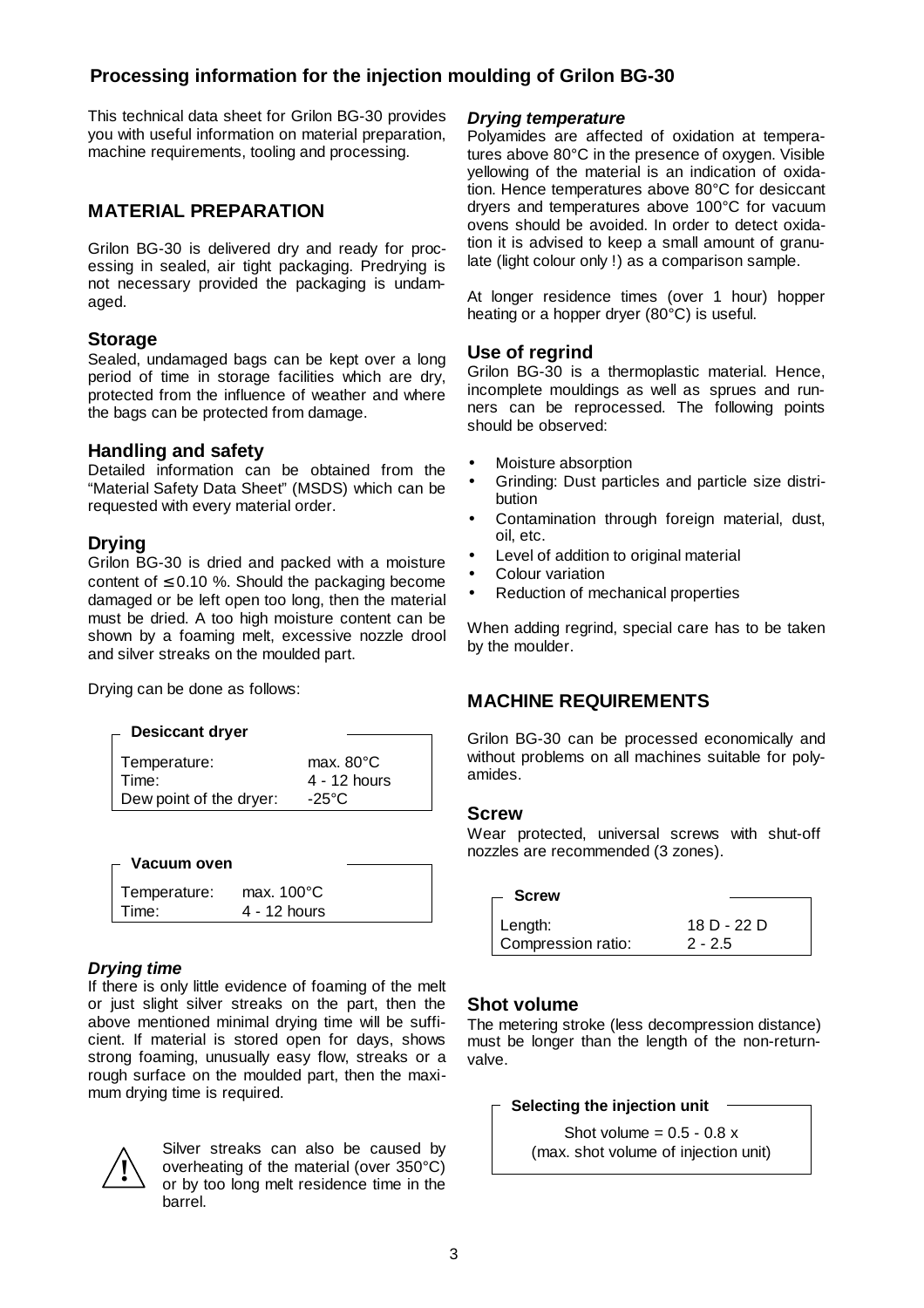# Processing information for the injection moulding of Grilon BG-30

This technical data sheet for Grilon BG-30 provides you with useful information on material preparation, machine requirements, tooling and processing.

## MATERIAL PREPARATION

Grilon BG-30 is delivered dry and ready for processing in sealed, air tight packaging. Predrying is not necessary provided the packaging is undamaged.

### Storage

Sealed, undamaged bags can be kept over a long period of time in storage facilities which are dry, protected from the influence of weather and where the bags can be protected from damage.

### Handling and safety

Detailed information can be obtained from the "Material Safety Data Sheet" (MSDS) which can be requested with every material order.

### Drying

Grilon BG-30 is dried and packed with a moisture content of ≤ 0.10 %. Should the packaging become damaged or be left open too long, then the material must be dried. A too high moisture content can be shown by a foaming melt, excessive nozzle drool and silver streaks on the moulded part.

Drying can be done as follows:

| Desiccant dryer | |
|---|---|
| Temperature: | max. 80°C |
| Time: | 4 - 12 hours |
| Dew point of the dryer: | -25°C |

| Vacuum oven | |
|---|---|
| Temperature: | max. 100°C |
| Time: | 4 - 12 hours |

#### *Drying time*

If there is only little evidence of foaming of the melt or just slight silver streaks on the part, then the above mentioned minimal drying time will be sufficient. If material is stored open for days, shows strong foaming, unusually easy flow, streaks or a rough surface on the moulded part, then the maximum drying time is required.

⚠ Silver streaks can also be caused by overheating of the material (over 350°C) or by too long melt residence time in the barrel.

#### *Drying temperature*

Polyamides are affected of oxidation at temperatures above 80°C in the presence of oxygen. Visible yellowing of the material is an indication of oxidation. Hence temperatures above 80°C for desiccant dryers and temperatures above 100°C for vacuum ovens should be avoided. In order to detect oxidation it is advised to keep a small amount of granulate (light colour only !) as a comparison sample.

At longer residence times (over 1 hour) hopper heating or a hopper dryer (80°C) is useful.

### Use of regrind

Grilon BG-30 is a thermoplastic material. Hence, incomplete mouldings as well as sprues and runners can be reprocessed. The following points should be observed:

- Moisture absorption
- Grinding: Dust particles and particle size distribution
- Contamination through foreign material, dust, oil, etc.
- Level of addition to original material
- Colour variation
- Reduction of mechanical properties

When adding regrind, special care has to be taken by the moulder.

## MACHINE REQUIREMENTS

Grilon BG-30 can be processed economically and without problems on all machines suitable for polyamides.

### Screw

Wear protected, universal screws with shut-off nozzles are recommended (3 zones).

| Screw | |
|---|---|
| Length: | 18 D - 22 D |
| Compression ratio: | 2 - 2.5 |

### Shot volume

The metering stroke (less decompression distance) must be longer than the length of the non-return-valve.

| Selecting the injection unit |
|---|
| Shot volume = 0.5 - 0.8 x (max. shot volume of injection unit) |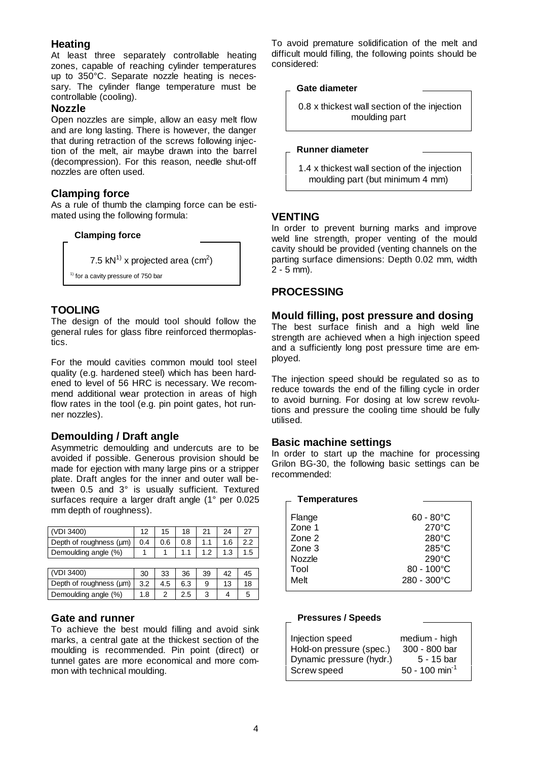### Heating

At least three separately controllable heating zones, capable of reaching cylinder temperatures up to 350°C. Separate nozzle heating is necessary. The cylinder flange temperature must be controllable (cooling).

### Nozzle

Open nozzles are simple, allow an easy melt flow and are long lasting. There is however, the danger that during retraction of the screws following injection of the melt, air maybe drawn into the barrel (decompression). For this reason, needle shut-off nozzles are often used.

### Clamping force

As a rule of thumb the clamping force can be estimated using the following formula:

**Clamping force**

7.5 kN[1)] x projected area ($cm^2$)

[1)] for a cavity pressure of 750 bar

## TOOLING

The design of the mould tool should follow the general rules for glass fibre reinforced thermoplastics.

For the mould cavities common mould tool steel quality (e.g. hardened steel) which has been hardened to level of 56 HRC is necessary. We recommend additional wear protection in areas of high flow rates in the tool (e.g. pin point gates, hot runner nozzles).

### Demoulding / Draft angle

Asymmetric demoulding and undercuts are to be avoided if possible. Generous provision should be made for ejection with many large pins or a stripper plate. Draft angles for the inner and outer wall between 0.5 and 3° is usually sufficient. Textured surfaces require a larger draft angle (1° per 0.025 mm depth of roughness).

| (VDI 3400) | 12 | 15 | 18 | 21 | 24 | 27 |
|---|---|---|---|---|---|---|
| Depth of roughness (µm) | 0.4 | 0.6 | 0.8 | 1.1 | 1.6 | 2.2 |
| Demoulding angle (%) | 1 | 1 | 1.1 | 1.2 | 1.3 | 1.5 |

| (VDI 3400) | 30 | 33 | 36 | 39 | 42 | 45 |
|---|---|---|---|---|---|---|
| Depth of roughness (µm) | 3.2 | 4.5 | 6.3 | 9 | 13 | 18 |
| Demoulding angle (%) | 1.8 | 2 | 2.5 | 3 | 4 | 5 |

### Gate and runner

To achieve the best mould filling and avoid sink marks, a central gate at the thickest section of the moulding is recommended. Pin point (direct) or tunnel gates are more economical and more common with technical moulding.

To avoid premature solidification of the melt and difficult mould filling, the following points should be considered:

**Gate diameter**

0.8 x thickest wall section of the injection moulding part

**Runner diameter**

1.4 x thickest wall section of the injection moulding part (but minimum 4 mm)

## VENTING

In order to prevent burning marks and improve weld line strength, proper venting of the mould cavity should be provided (venting channels on the parting surface dimensions: Depth 0.02 mm, width 2 - 5 mm).

## PROCESSING

### Mould filling, post pressure and dosing

The best surface finish and a high weld line strength are achieved when a high injection speed and a sufficiently long post pressure time are employed.

The injection speed should be regulated so as to reduce towards the end of the filling cycle in order to avoid burning. For dosing at low screw revolutions and pressure the cooling time should be fully utilised.

### Basic machine settings

In order to start up the machine for processing Grilon BG-30, the following basic settings can be recommended:

**Temperatures**

| | |
|---|---|
| Flange | 60 - 80°C |
| Zone 1 | 270°C |
| Zone 2 | 280°C |
| Zone 3 | 285°C |
| Nozzle | 290°C |
| Tool | 80 - 100°C |
| Melt | 280 - 300°C |

**Pressures / Speeds**

| | |
|---|---|
| Injection speed | medium - high |
| Hold-on pressure (spec.) | 300 - 800 bar |
| Dynamic pressure (hydr.) | 5 - 15 bar |
| Screw speed | 50 - 100 $min^{-1}$ |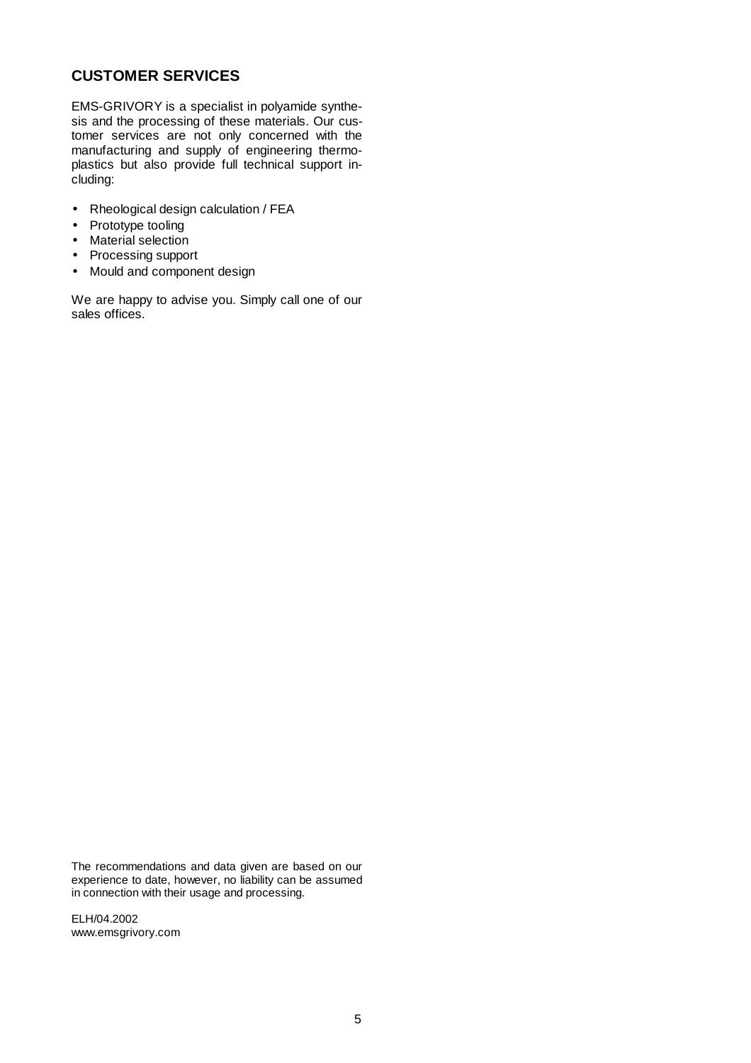## CUSTOMER SERVICES

EMS-GRIVORY is a specialist in polyamide synthesis and the processing of these materials. Our customer services are not only concerned with the manufacturing and supply of engineering thermoplastics but also provide full technical support including:

- Rheological design calculation / FEA
- Prototype tooling
- Material selection
- Processing support
- Mould and component design

We are happy to advise you. Simply call one of our sales offices.

The recommendations and data given are based on our experience to date, however, no liability can be assumed in connection with their usage and processing.

ELH/04.2002
www.emsgrivory.com